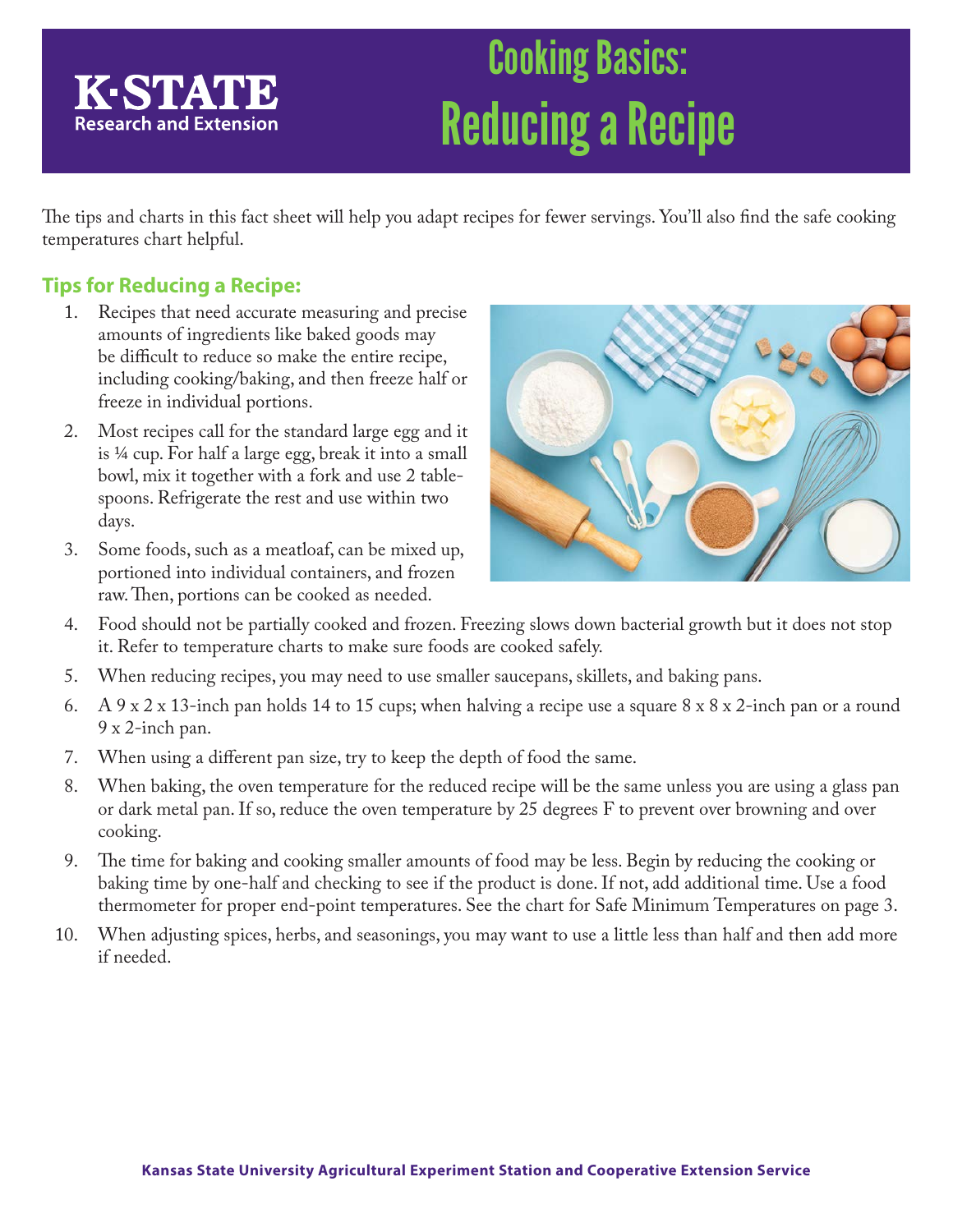K·STATE
Research and Extension

# Cooking Basics: Reducing a Recipe

The tips and charts in this fact sheet will help you adapt recipes for fewer servings. You'll also find the safe cooking temperatures chart helpful.

## Tips for Reducing a Recipe:

1. Recipes that need accurate measuring and precise amounts of ingredients like baked goods may be difficult to reduce so make the entire recipe, including cooking/baking, and then freeze half or freeze in individual portions.
2. Most recipes call for the standard large egg and it is ¼ cup. For half a large egg, break it into a small bowl, mix it together with a fork and use 2 tablespoons. Refrigerate the rest and use within two days.
3. Some foods, such as a meatloaf, can be mixed up, portioned into individual containers, and frozen raw. Then, portions can be cooked as needed.
4. Food should not be partially cooked and frozen. Freezing slows down bacterial growth but it does not stop it. Refer to temperature charts to make sure foods are cooked safely.
5. When reducing recipes, you may need to use smaller saucepans, skillets, and baking pans.
6. A 9 x 2 x 13-inch pan holds 14 to 15 cups; when halving a recipe use a square 8 x 8 x 2-inch pan or a round 9 x 2-inch pan.
7. When using a different pan size, try to keep the depth of food the same.
8. When baking, the oven temperature for the reduced recipe will be the same unless you are using a glass pan or dark metal pan. If so, reduce the oven temperature by 25 degrees F to prevent over browning and over cooking.
9. The time for baking and cooking smaller amounts of food may be less. Begin by reducing the cooking or baking time by one-half and checking to see if the product is done. If not, add additional time. Use a food thermometer for proper end-point temperatures. See the chart for Safe Minimum Temperatures on page 3.
10. When adjusting spices, herbs, and seasonings, you may want to use a little less than half and then add more if needed.

**Kansas State University Agricultural Experiment Station and Cooperative Extension Service**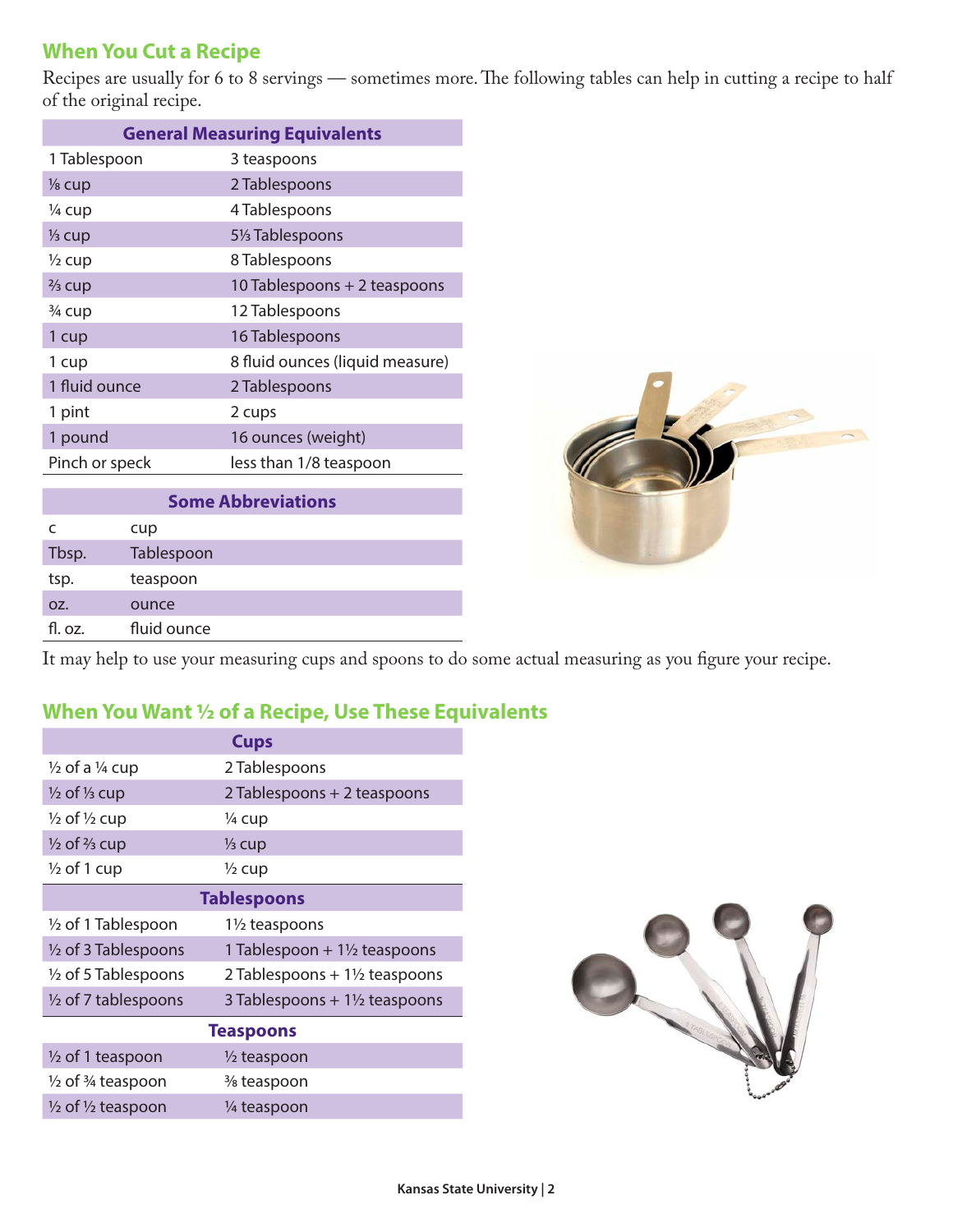## When You Cut a Recipe

Recipes are usually for 6 to 8 servings — sometimes more. The following tables can help in cutting a recipe to half of the original recipe.

| General Measuring Equivalents | |
|---|---|
| 1 Tablespoon | 3 teaspoons |
| ⅛ cup | 2 Tablespoons |
| ¼ cup | 4 Tablespoons |
| ⅓ cup | 5⅓ Tablespoons |
| ½ cup | 8 Tablespoons |
| ⅔ cup | 10 Tablespoons + 2 teaspoons |
| ¾ cup | 12 Tablespoons |
| 1 cup | 16 Tablespoons |
| 1 cup | 8 fluid ounces (liquid measure) |
| 1 fluid ounce | 2 Tablespoons |
| 1 pint | 2 cups |
| 1 pound | 16 ounces (weight) |
| Pinch or speck | less than 1/8 teaspoon |

| Some Abbreviations | |
|---|---|
| c | cup |
| Tbsp. | Tablespoon |
| tsp. | teaspoon |
| oz. | ounce |
| fl. oz. | fluid ounce |

It may help to use your measuring cups and spoons to do some actual measuring as you figure your recipe.

## When You Want ½ of a Recipe, Use These Equivalents

| Cups | |
|---|---|
| ½ of a ¼ cup | 2 Tablespoons |
| ½ of ⅓ cup | 2 Tablespoons + 2 teaspoons |
| ½ of ½ cup | ¼ cup |
| ½ of ⅔ cup | ⅓ cup |
| ½ of 1 cup | ½ cup |
| **Tablespoons** | |
| ½ of 1 Tablespoon | 1½ teaspoons |
| ½ of 3 Tablespoons | 1 Tablespoon + 1½ teaspoons |
| ½ of 5 Tablespoons | 2 Tablespoons + 1½ teaspoons |
| ½ of 7 tablespoons | 3 Tablespoons + 1½ teaspoons |
| **Teaspoons** | |
| ½ of 1 teaspoon | ½ teaspoon |
| ½ of ¾ teaspoon | ⅜ teaspoon |
| ½ of ½ teaspoon | ¼ teaspoon |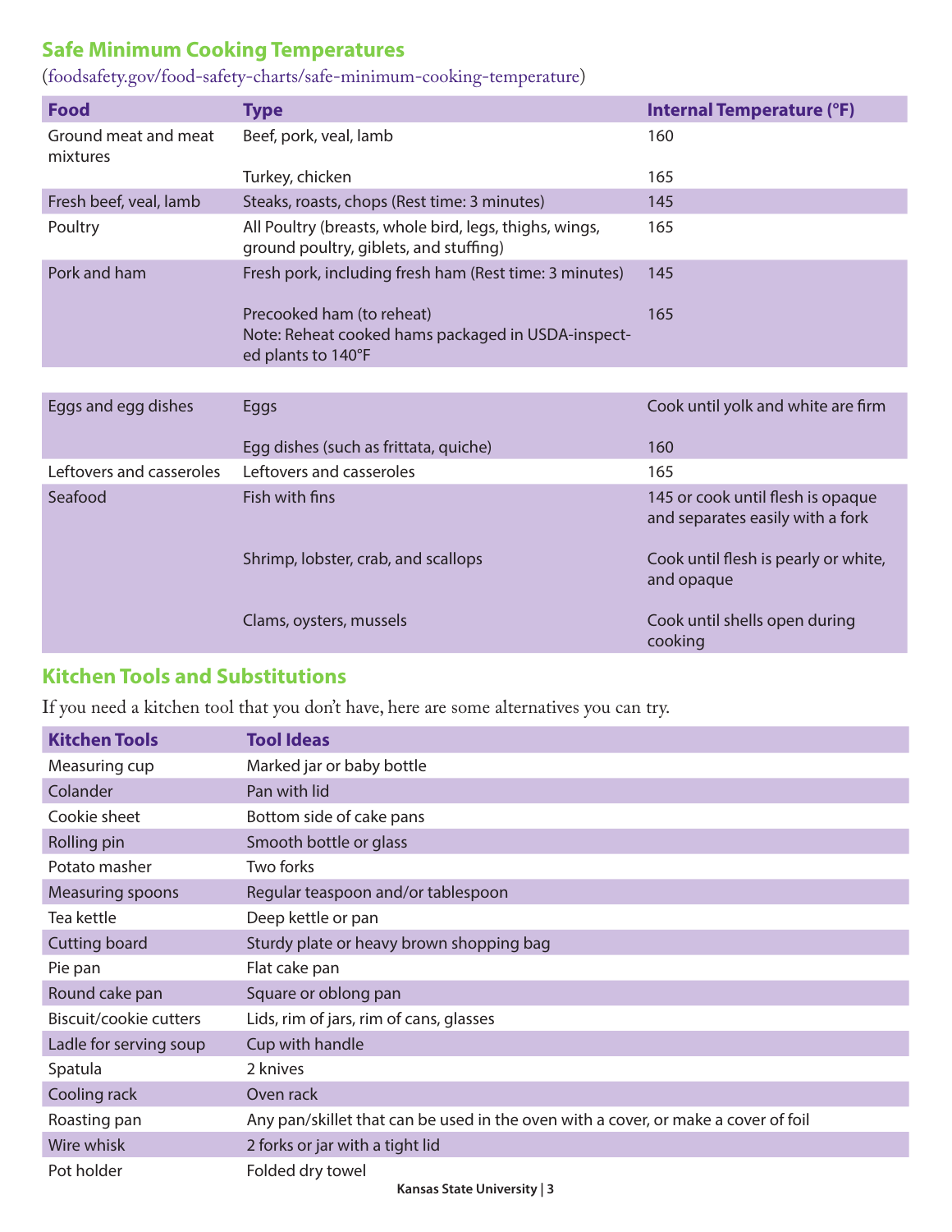## Safe Minimum Cooking Temperatures

(foodsafety.gov/food-safety-charts/safe-minimum-cooking-temperature)

| Food | Type | Internal Temperature (°F) |
|---|---|---|
| Ground meat and meat mixtures | Beef, pork, veal, lamb | 160 |
| | Turkey, chicken | 165 |
| Fresh beef, veal, lamb | Steaks, roasts, chops (Rest time: 3 minutes) | 145 |
| Poultry | All Poultry (breasts, whole bird, legs, thighs, wings, ground poultry, giblets, and stuffing) | 165 |
| Pork and ham | Fresh pork, including fresh ham (Rest time: 3 minutes) | 145 |
| | Precooked ham (to reheat) Note: Reheat cooked hams packaged in USDA-inspected plants to 140°F | 165 |
| Eggs and egg dishes | Eggs | Cook until yolk and white are firm |
| | Egg dishes (such as frittata, quiche) | 160 |
| Leftovers and casseroles | Leftovers and casseroles | 165 |
| Seafood | Fish with fins | 145 or cook until flesh is opaque and separates easily with a fork |
| | Shrimp, lobster, crab, and scallops | Cook until flesh is pearly or white, and opaque |
| | Clams, oysters, mussels | Cook until shells open during cooking |

## Kitchen Tools and Substitutions

If you need a kitchen tool that you don't have, here are some alternatives you can try.

| Kitchen Tools | Tool Ideas |
|---|---|
| Measuring cup | Marked jar or baby bottle |
| Colander | Pan with lid |
| Cookie sheet | Bottom side of cake pans |
| Rolling pin | Smooth bottle or glass |
| Potato masher | Two forks |
| Measuring spoons | Regular teaspoon and/or tablespoon |
| Tea kettle | Deep kettle or pan |
| Cutting board | Sturdy plate or heavy brown shopping bag |
| Pie pan | Flat cake pan |
| Round cake pan | Square or oblong pan |
| Biscuit/cookie cutters | Lids, rim of jars, rim of cans, glasses |
| Ladle for serving soup | Cup with handle |
| Spatula | 2 knives |
| Cooling rack | Oven rack |
| Roasting pan | Any pan/skillet that can be used in the oven with a cover, or make a cover of foil |
| Wire whisk | 2 forks or jar with a tight lid |
| Pot holder | Folded dry towel |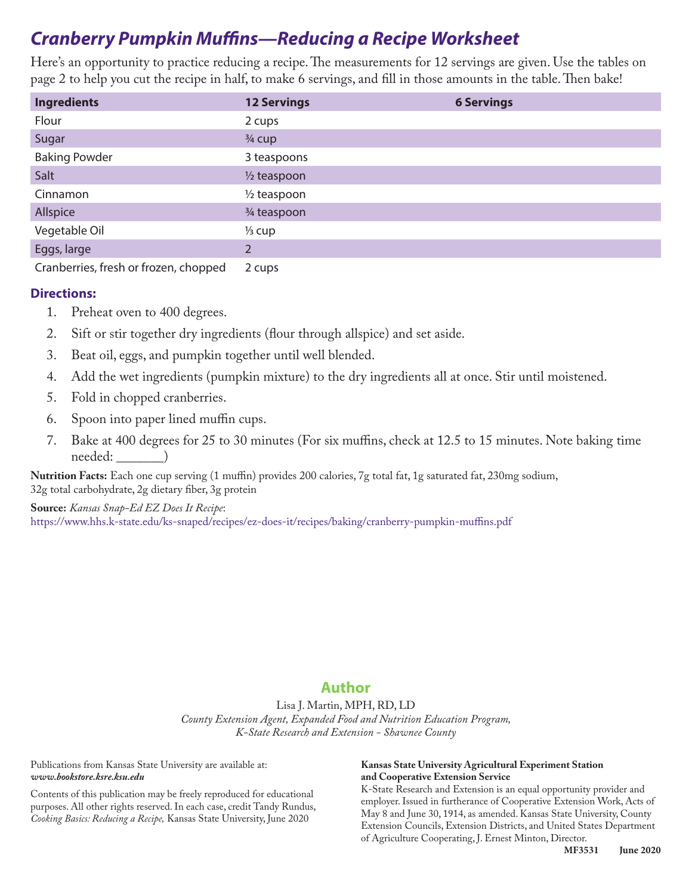# *Cranberry Pumpkin Muffins—Reducing a Recipe Worksheet*

Here's an opportunity to practice reducing a recipe. The measurements for 12 servings are given. Use the tables on page 2 to help you cut the recipe in half, to make 6 servings, and fill in those amounts in the table. Then bake!

| Ingredients | 12 Servings | 6 Servings |
|---|---|---|
| Flour | 2 cups | |
| Sugar | ¾ cup | |
| Baking Powder | 3 teaspoons | |
| Salt | ½ teaspoon | |
| Cinnamon | ½ teaspoon | |
| Allspice | ¾ teaspoon | |
| Vegetable Oil | ⅓ cup | |
| Eggs, large | 2 | |
| Cranberries, fresh or frozen, chopped | 2 cups | |

### Directions:

1. Preheat oven to 400 degrees.
2. Sift or stir together dry ingredients (flour through allspice) and set aside.
3. Beat oil, eggs, and pumpkin together until well blended.
4. Add the wet ingredients (pumpkin mixture) to the dry ingredients all at once. Stir until moistened.
5. Fold in chopped cranberries.
6. Spoon into paper lined muffin cups.
7. Bake at 400 degrees for 25 to 30 minutes (For six muffins, check at 12.5 to 15 minutes. Note baking time needed: _______)

**Nutrition Facts:** Each one cup serving (1 muffin) provides 200 calories, 7g total fat, 1g saturated fat, 230mg sodium, 32g total carbohydrate, 2g dietary fiber, 3g protein

**Source:** *Kansas Snap-Ed EZ Does It Recipe*:
https://www.hhs.k-state.edu/ks-snaped/recipes/ez-does-it/recipes/baking/cranberry-pumpkin-muffins.pdf

## Author

Lisa J. Martin, MPH, RD, LD
*County Extension Agent, Expanded Food and Nutrition Education Program, K-State Research and Extension - Shawnee County*

Publications from Kansas State University are available at: ***www.bookstore.ksre.ksu.edu***

Contents of this publication may be freely reproduced for educational purposes. All other rights reserved. In each case, credit Tandy Rundus, *Cooking Basics: Reducing a Recipe,* Kansas State University, June 2020

**Kansas State University Agricultural Experiment Station and Cooperative Extension Service**
K-State Research and Extension is an equal opportunity provider and employer. Issued in furtherance of Cooperative Extension Work, Acts of May 8 and June 30, 1914, as amended. Kansas State University, County Extension Councils, Extension Districts, and United States Department of Agriculture Cooperating, J. Ernest Minton, Director.

**MF3531 June 2020**